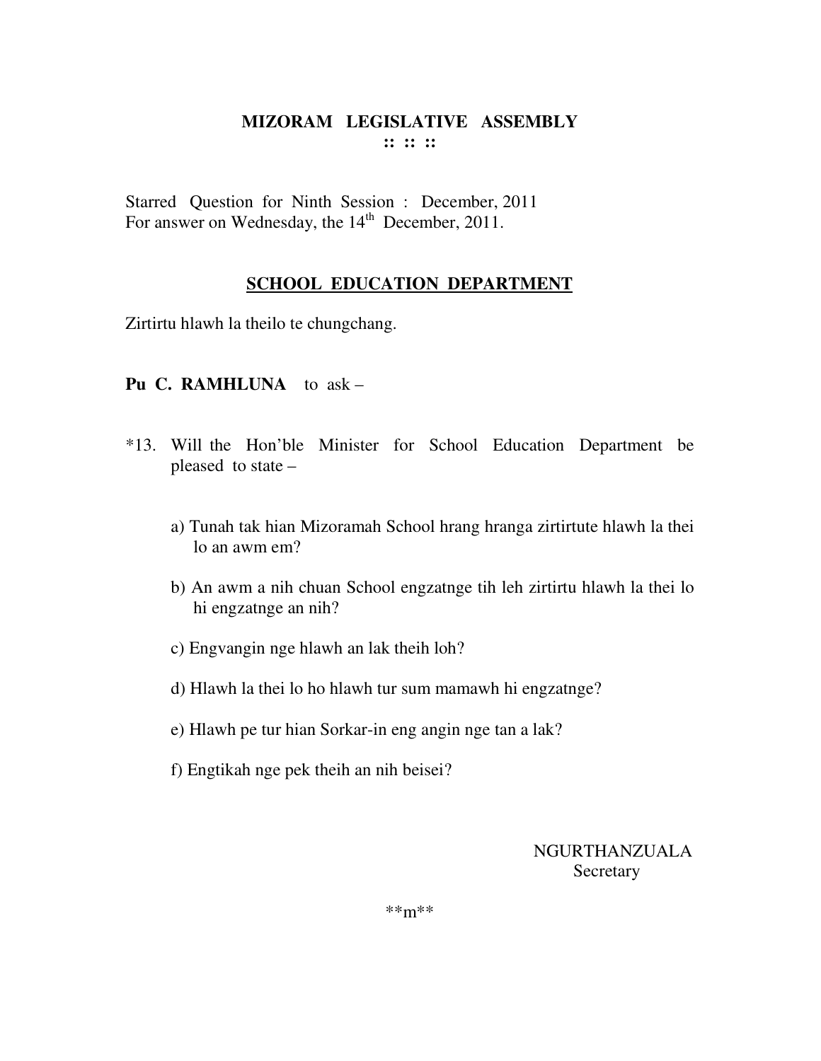# MIZORAM LEGISLATIVE ASSEMBLY

:: :: ::

Starred Question for Ninth Session : December, 2011
For answer on Wednesday, the 14th December, 2011.

## SCHOOL EDUCATION DEPARTMENT

Zirtirtu hlawh la theilo te chungchang.

**Pu C. RAMHLUNA** to ask –

*13. Will the Hon'ble Minister for School Education Department be pleased to state –

a) Tunah tak hian Mizoramah School hrang hranga zirtirtute hlawh la thei lo an awm em?

b) An awm a nih chuan School engzatnge tih leh zirtirtu hlawh la thei lo hi engzatnge an nih?

c) Engvangin nge hlawh an lak theih loh?

d) Hlawh la thei lo ho hlawh tur sum mamawh hi engzatnge?

e) Hlawh pe tur hian Sorkar-in eng angin nge tan a lak?

f) Engtikah nge pek theih an nih beisei?

NGURTHANZUALA
Secretary

**m**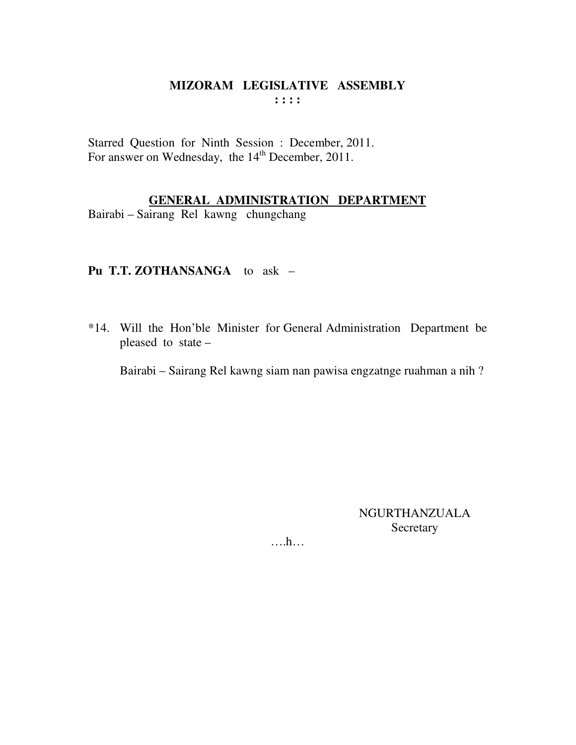# MIZORAM LEGISLATIVE ASSEMBLY

**: : : :**

Starred Question for Ninth Session : December, 2011.
For answer on Wednesday, the 14th December, 2011.

## GENERAL ADMINISTRATION DEPARTMENT

Bairabi – Sairang Rel kawng chungchang

**Pu T.T. ZOTHANSANGA** to ask –

*14. Will the Hon'ble Minister for General Administration Department be pleased to state –

Bairabi – Sairang Rel kawng siam nan pawisa engzatnge ruahman a nih ?

NGURTHANZUALA
Secretary

….h…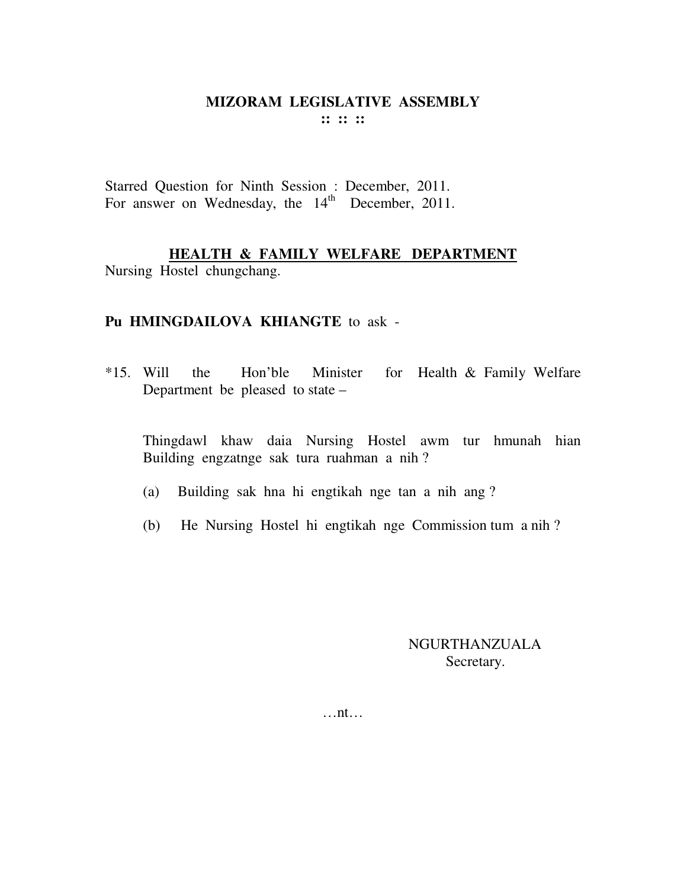# MIZORAM LEGISLATIVE ASSEMBLY

**:: :: ::**

Starred Question for Ninth Session : December, 2011.
For answer on Wednesday, the 14th December, 2011.

## HEALTH & FAMILY WELFARE DEPARTMENT

Nursing Hostel chungchang.

**Pu HMINGDAILOVA KHIANGTE** to ask -

*15. Will the Hon'ble Minister for Health & Family Welfare Department be pleased to state –

Thingdawl khaw daia Nursing Hostel awm tur hmunah hian Building engzatnge sak tura ruahman a nih ?

(a) Building sak hna hi engtikah nge tan a nih ang ?

(b) He Nursing Hostel hi engtikah nge Commission tum a nih ?

NGURTHANZUALA
Secretary.

…nt…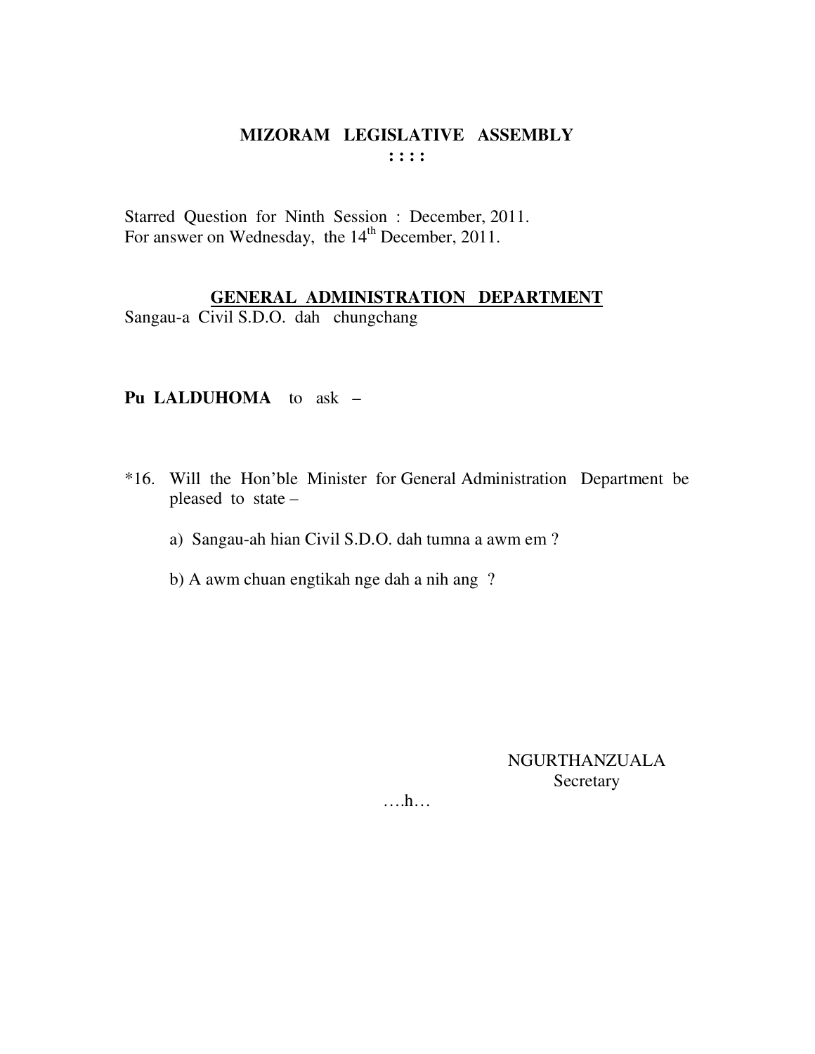# MIZORAM LEGISLATIVE ASSEMBLY

: : : :

Starred Question for Ninth Session : December, 2011.
For answer on Wednesday, the 14th December, 2011.

## GENERAL ADMINISTRATION DEPARTMENT

Sangau-a Civil S.D.O. dah chungchang

**Pu LALDUHOMA** to ask –

*16. Will the Hon'ble Minister for General Administration Department be pleased to state –

a) Sangau-ah hian Civil S.D.O. dah tumna a awm em ?

b) A awm chuan engtikah nge dah a nih ang ?

NGURTHANZUALA
Secretary

….h…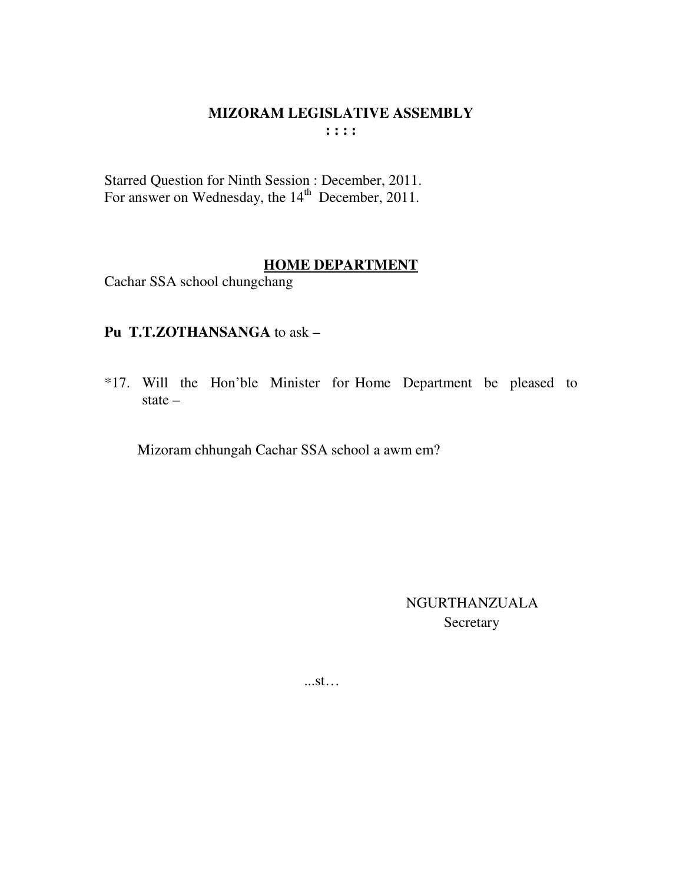# MIZORAM LEGISLATIVE ASSEMBLY

**: : : :**

Starred Question for Ninth Session : December, 2011.
For answer on Wednesday, the 14th December, 2011.

## HOME DEPARTMENT

Cachar SSA school chungchang

**Pu T.T.ZOTHANSANGA** to ask –

*17. Will the Hon'ble Minister for Home Department be pleased to state –

Mizoram chhungah Cachar SSA school a awm em?

NGURTHANZUALA
Secretary

...st…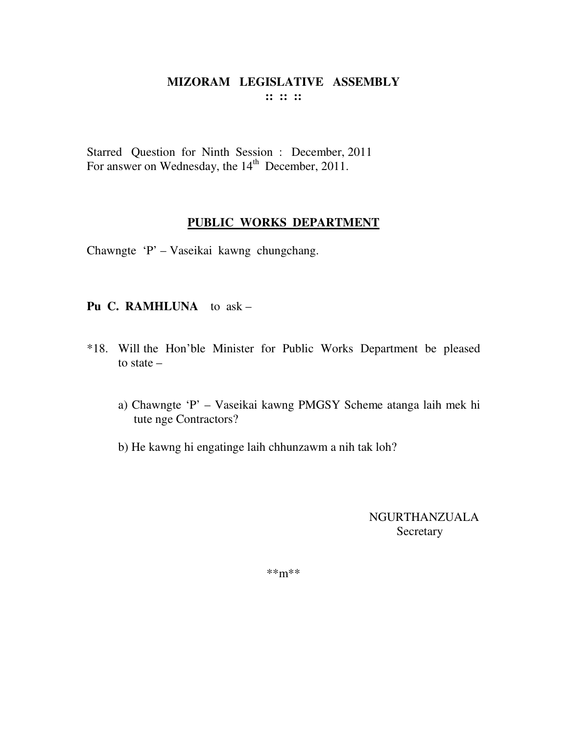# MIZORAM LEGISLATIVE ASSEMBLY

**:: :: ::**

Starred Question for Ninth Session : December, 2011
For answer on Wednesday, the 14th December, 2011.

## PUBLIC WORKS DEPARTMENT

Chawngte 'P' – Vaseikai kawng chungchang.

**Pu C. RAMHLUNA** to ask –

*18. Will the Hon'ble Minister for Public Works Department be pleased to state –

a) Chawngte 'P' – Vaseikai kawng PMGSY Scheme atanga laih mek hi tute nge Contractors?

b) He kawng hi engatinge laih chhunzawm a nih tak loh?

NGURTHANZUALA
Secretary

**m**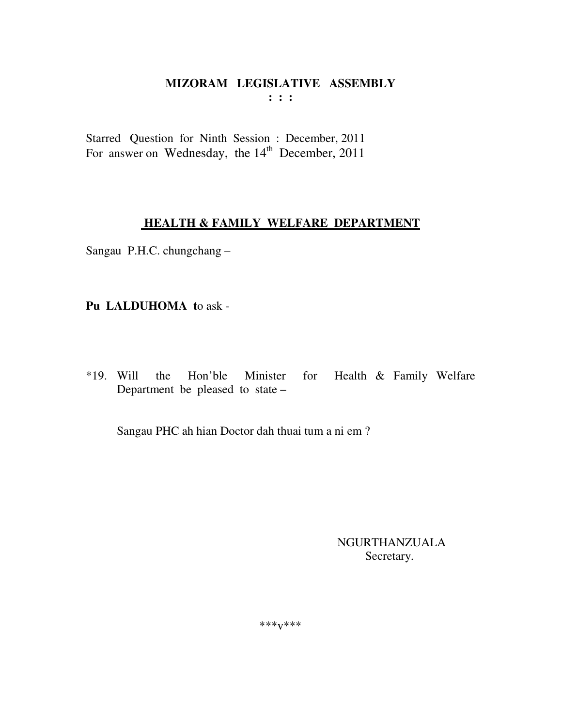**MIZORAM LEGISLATIVE ASSEMBLY**
**: : :**

Starred Question for Ninth Session : December, 2011
For answer on Wednesday, the 14th December, 2011

**HEALTH & FAMILY WELFARE DEPARTMENT**

Sangau P.H.C. chungchang –

**Pu LALDUHOMA t**o ask -

*19. Will the Hon'ble Minister for Health & Family Welfare Department be pleased to state –

Sangau PHC ah hian Doctor dah thuai tum a ni em ?

NGURTHANZUALA
Secretary.

\*\*\*v\*\*\*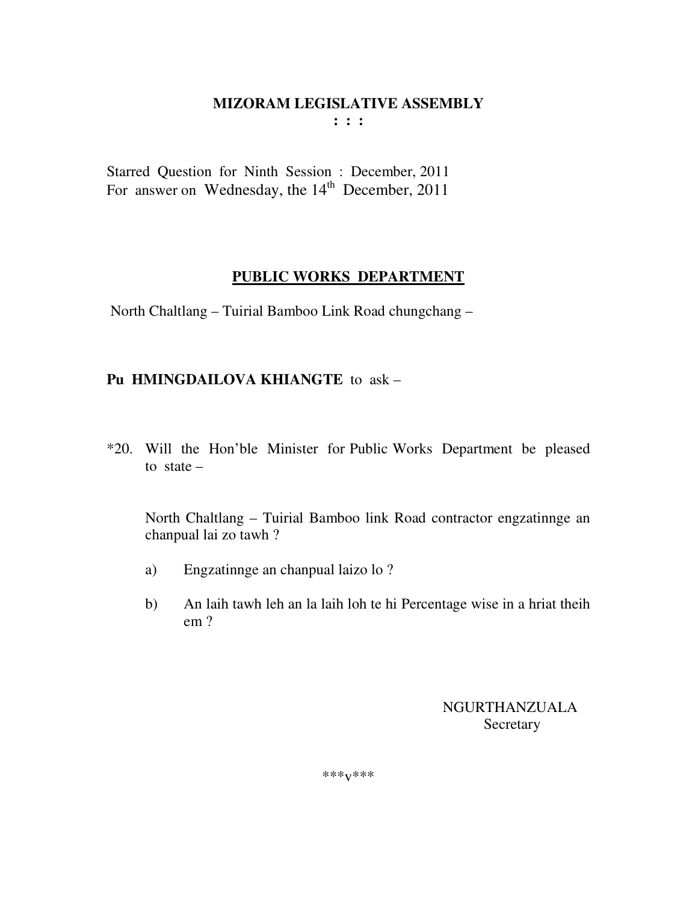**MIZORAM LEGISLATIVE ASSEMBLY**
**: : :**

Starred Question for Ninth Session : December, 2011
For answer on Wednesday, the 14th December, 2011

**PUBLIC WORKS DEPARTMENT**

North Chaltlang – Tuirial Bamboo Link Road chungchang –

**Pu HMINGDAILOVA KHIANGTE** to ask –

*20. Will the Hon'ble Minister for Public Works Department be pleased to state –

North Chaltlang – Tuirial Bamboo link Road contractor engzatinnge an chanpual lai zo tawh ?

a) Engzatinnge an chanpual laizo lo ?

b) An laih tawh leh an la laih loh te hi Percentage wise in a hriat theih em ?

NGURTHANZUALA
Secretary

***v***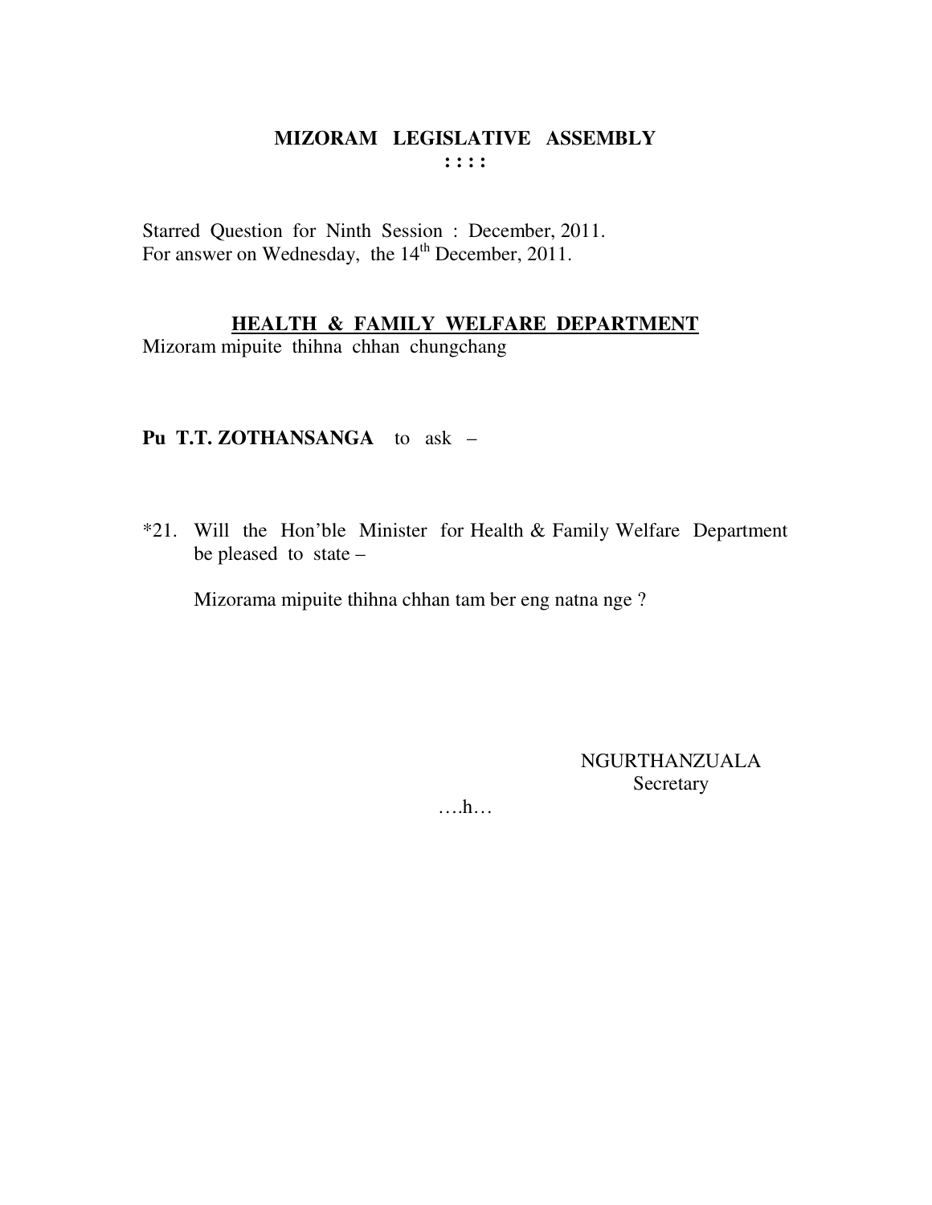# MIZORAM LEGISLATIVE ASSEMBLY

**: : : :**

Starred Question for Ninth Session : December, 2011.
For answer on Wednesday, the 14th December, 2011.

**HEALTH & FAMILY WELFARE DEPARTMENT**

Mizoram mipuite thihna chhan chungchang

**Pu T.T. ZOTHANSANGA** to ask –

*21. Will the Hon'ble Minister for Health & Family Welfare Department be pleased to state –

Mizorama mipuite thihna chhan tam ber eng natna nge ?

NGURTHANZUALA
Secretary

….h…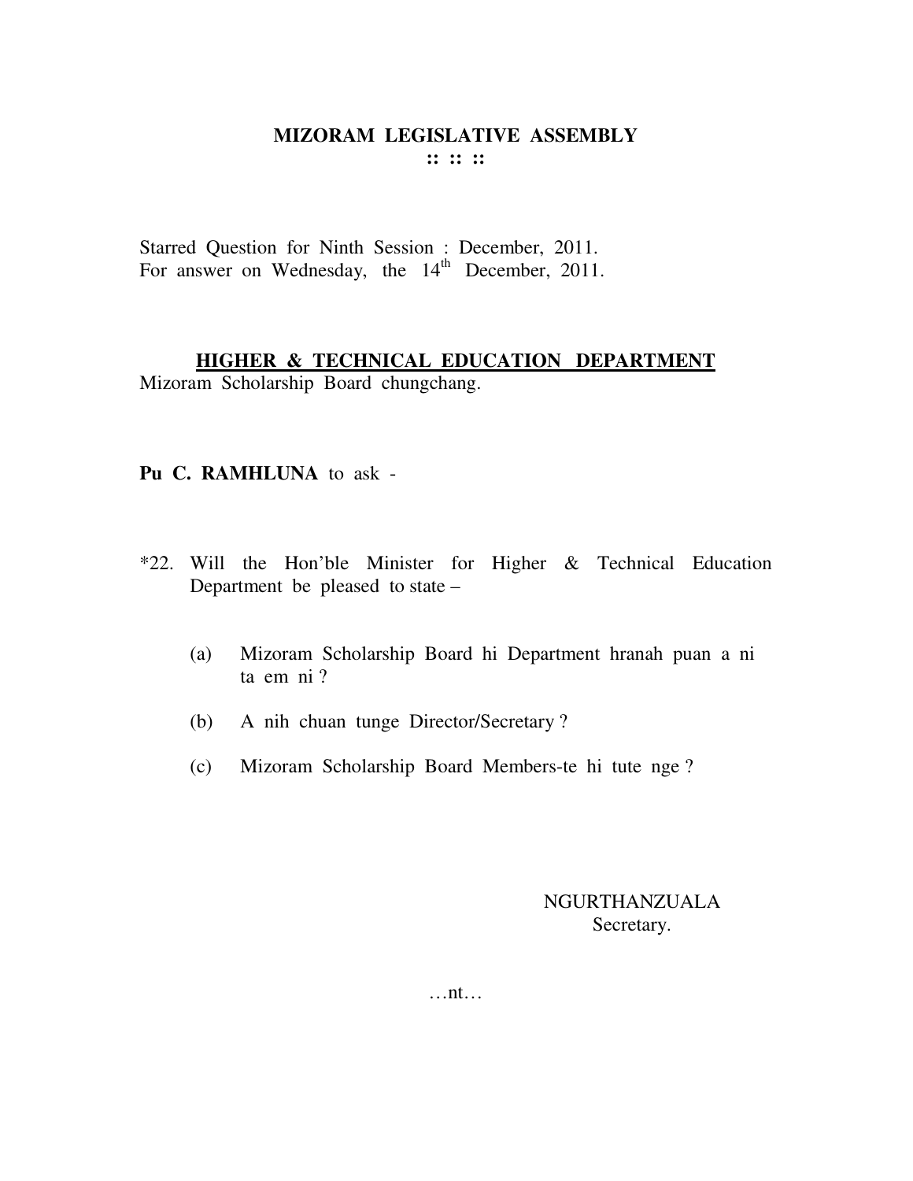# MIZORAM LEGISLATIVE ASSEMBLY

:: :: ::

Starred Question for Ninth Session : December, 2011.
For answer on Wednesday, the 14th December, 2011.

## HIGHER & TECHNICAL EDUCATION DEPARTMENT

Mizoram Scholarship Board chungchang.

**Pu C. RAMHLUNA** to ask -

*22. Will the Hon'ble Minister for Higher & Technical Education Department be pleased to state –

(a) Mizoram Scholarship Board hi Department hranah puan a ni ta em ni ?

(b) A nih chuan tunge Director/Secretary ?

(c) Mizoram Scholarship Board Members-te hi tute nge ?

NGURTHANZUALA
Secretary.

…nt…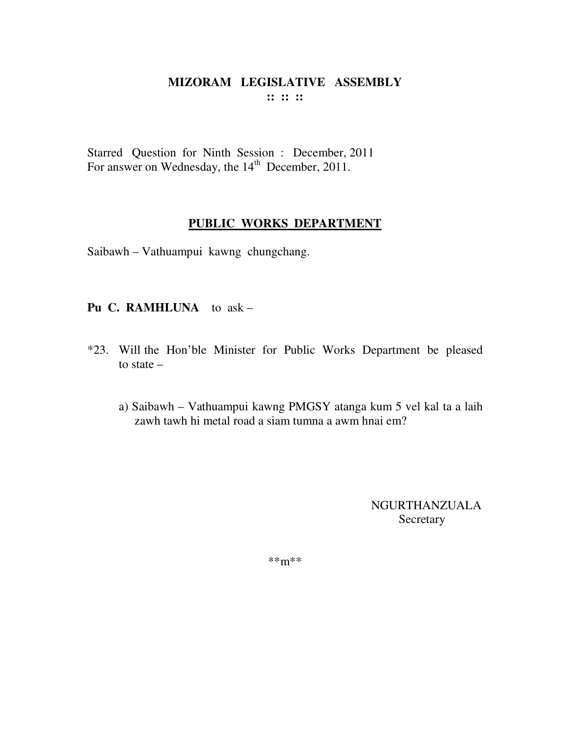# MIZORAM LEGISLATIVE ASSEMBLY

**:: :: ::**

Starred Question for Ninth Session : December, 2011
For answer on Wednesday, the 14th December, 2011.

## PUBLIC WORKS DEPARTMENT

Saibawh – Vathuampui kawng chungchang.

**Pu C. RAMHLUNA** to ask –

*23. Will the Hon'ble Minister for Public Works Department be pleased to state –

a) Saibawh – Vathuampui kawng PMGSY atanga kum 5 vel kal ta a laih zawh tawh hi metal road a siam tumna a awm hnai em?

NGURTHANZUALA
Secretary

**m**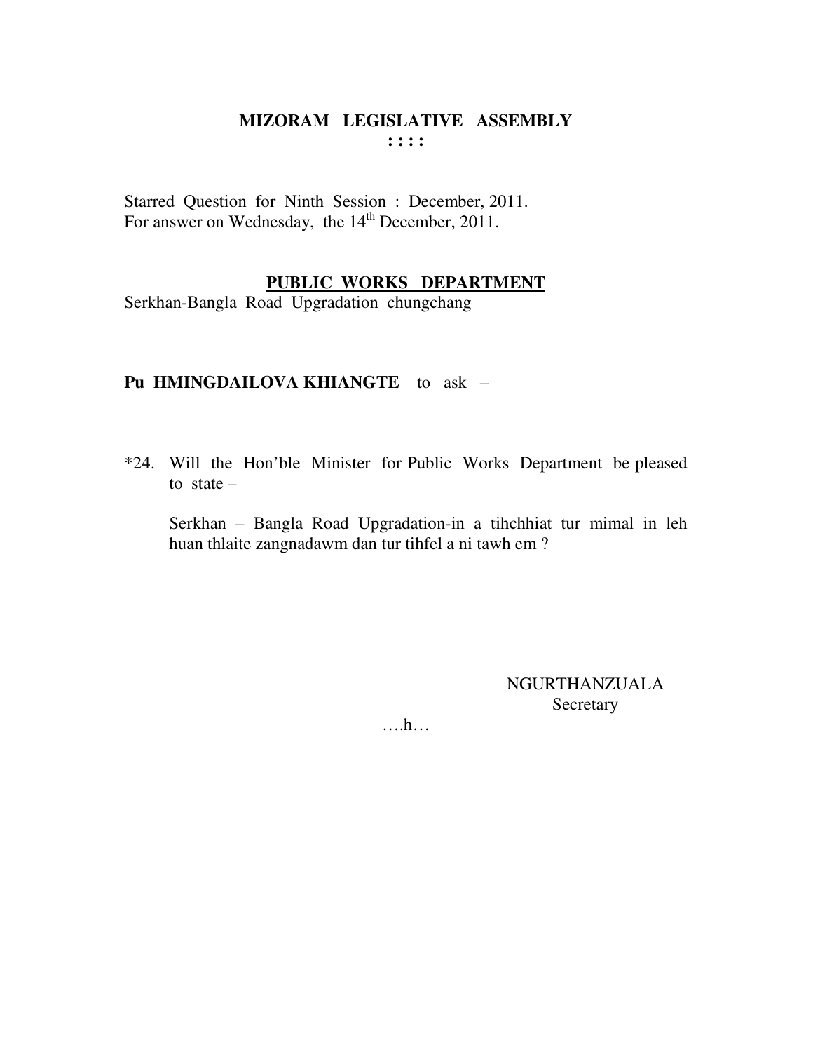# MIZORAM LEGISLATIVE ASSEMBLY

**: : : :**

Starred Question for Ninth Session : December, 2011.
For answer on Wednesday, the 14th December, 2011.

**<u>PUBLIC WORKS DEPARTMENT</u>**

Serkhan-Bangla Road Upgradation chungchang

**Pu HMINGDAILOVA KHIANGTE** to ask –

*24. Will the Hon'ble Minister for Public Works Department be pleased to state –

Serkhan – Bangla Road Upgradation-in a tihchhiat tur mimal in leh huan thlaite zangnadawm dan tur tihfel a ni tawh em ?

NGURTHANZUALA
Secretary

….h…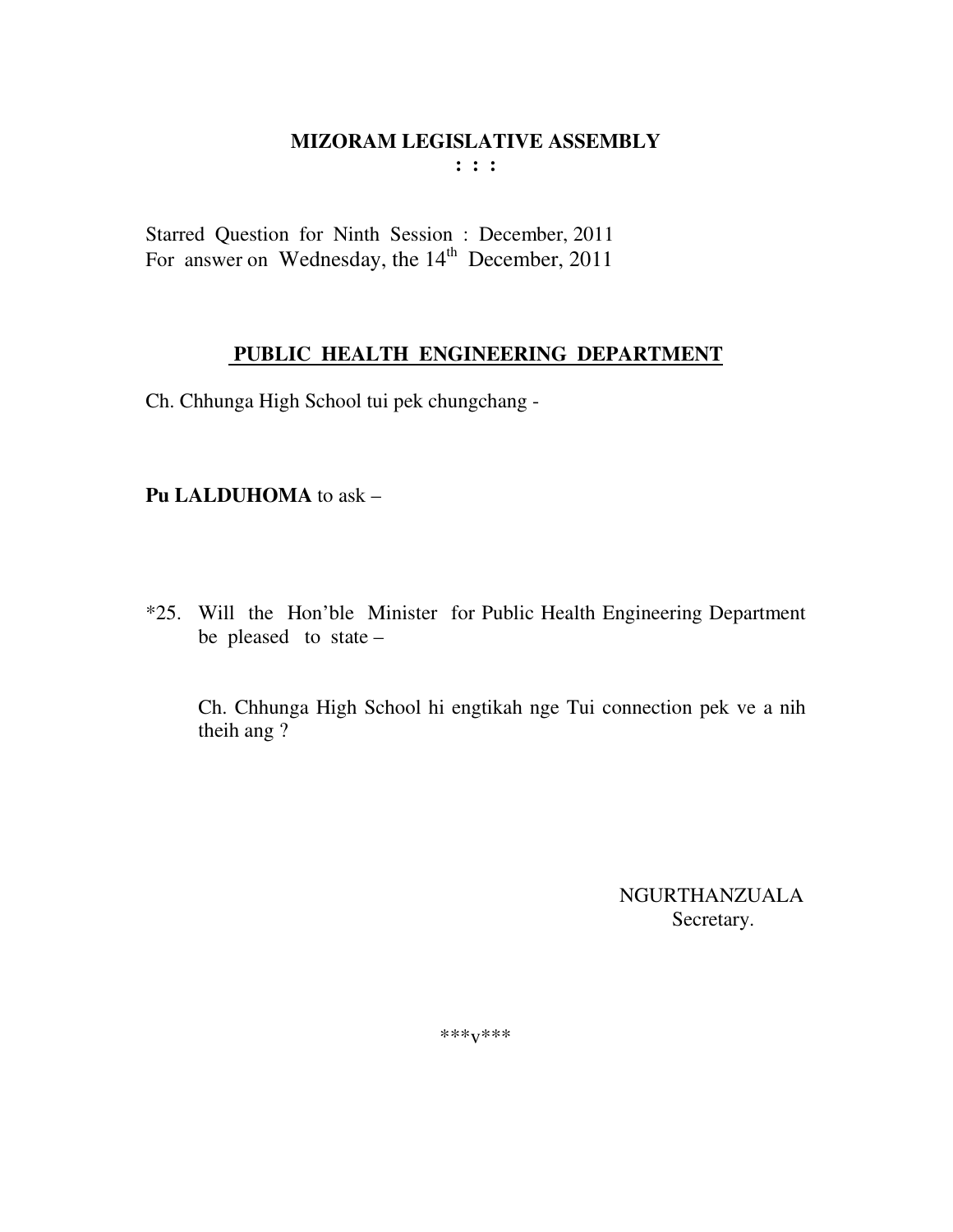# MIZORAM LEGISLATIVE ASSEMBLY

**: : :**

Starred Question for Ninth Session : December, 2011
For answer on Wednesday, the 14th December, 2011

## PUBLIC HEALTH ENGINEERING DEPARTMENT

Ch. Chhunga High School tui pek chungchang -

**Pu LALDUHOMA** to ask –

*25. Will the Hon'ble Minister for Public Health Engineering Department be pleased to state –

Ch. Chhunga High School hi engtikah nge Tui connection pek ve a nih theih ang ?

NGURTHANZUALA
Secretary.

***v***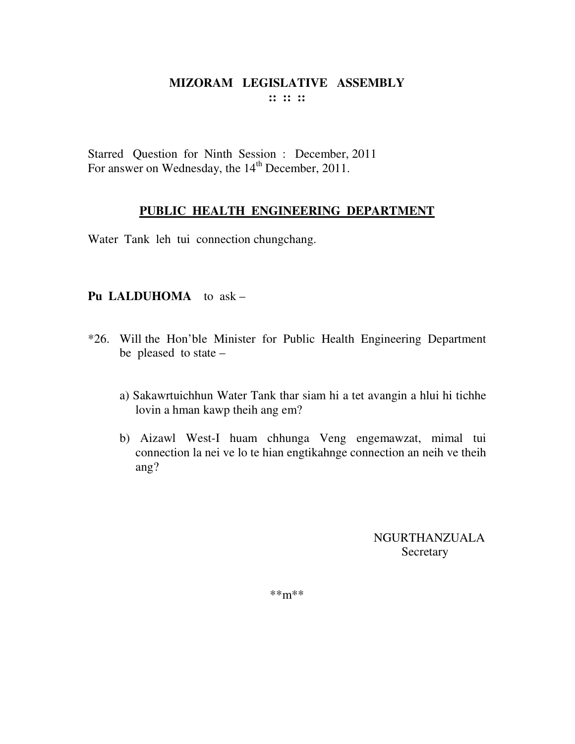# MIZORAM LEGISLATIVE ASSEMBLY

:: :: ::

Starred Question for Ninth Session : December, 2011
For answer on Wednesday, the 14th December, 2011.

## PUBLIC HEALTH ENGINEERING DEPARTMENT

Water Tank leh tui connection chungchang.

**Pu LALDUHOMA** to ask –

*26. Will the Hon'ble Minister for Public Health Engineering Department be pleased to state –

a) Sakawrtuichhun Water Tank thar siam hi a tet avangin a hlui hi tichhe lovin a hman kawp theih ang em?

b) Aizawl West-I huam chhunga Veng engemawzat, mimal tui connection la nei ve lo te hian engtikahnge connection an neih ve theih ang?

NGURTHANZUALA
Secretary

**m**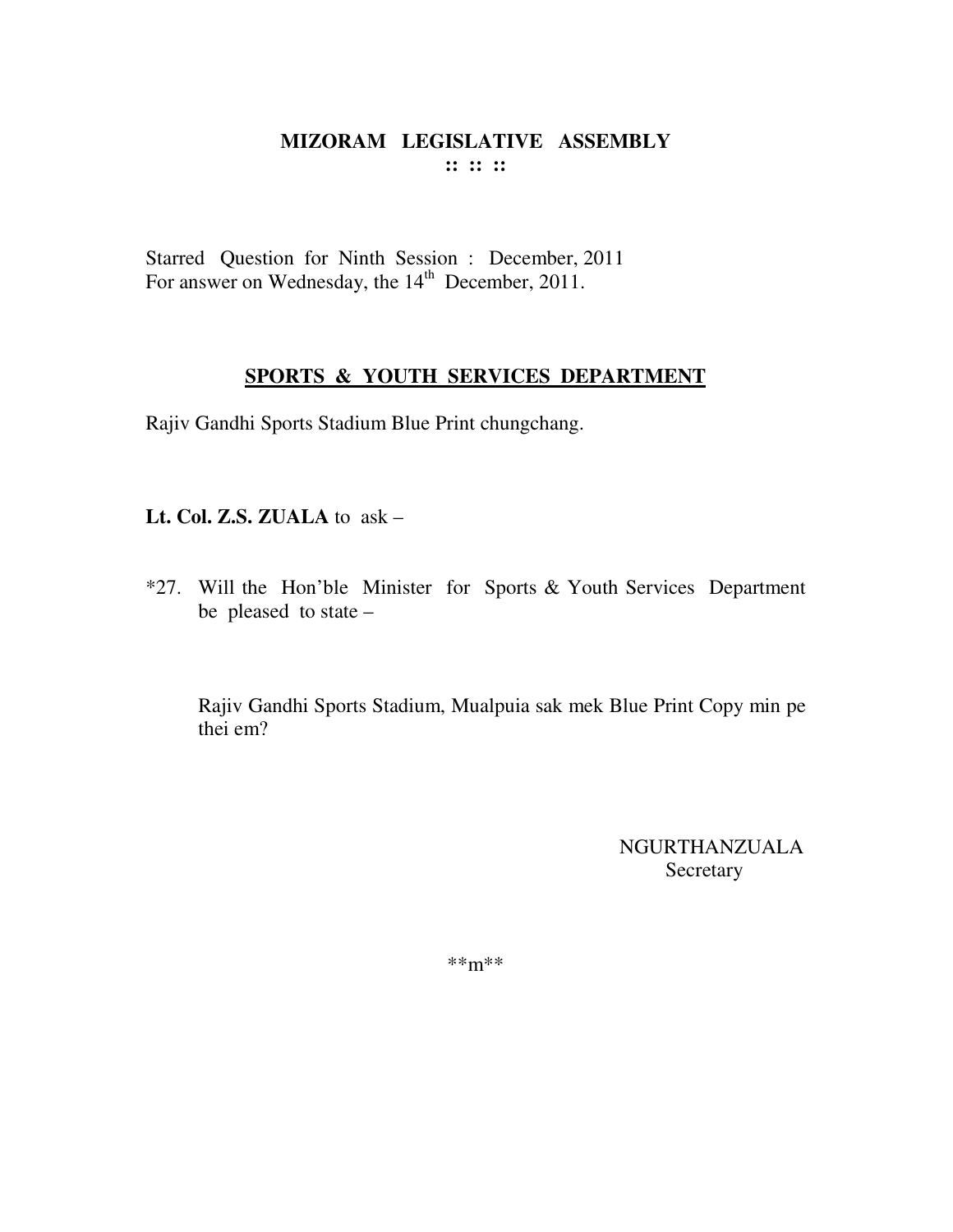# MIZORAM LEGISLATIVE ASSEMBLY

**:: :: ::**

Starred Question for Ninth Session : December, 2011
For answer on Wednesday, the 14th December, 2011.

## SPORTS & YOUTH SERVICES DEPARTMENT

Rajiv Gandhi Sports Stadium Blue Print chungchang.

**Lt. Col. Z.S. ZUALA** to ask –

*27. Will the Hon'ble Minister for Sports & Youth Services Department be pleased to state –

Rajiv Gandhi Sports Stadium, Mualpuia sak mek Blue Print Copy min pe thei em?

NGURTHANZUALA
Secretary

**m**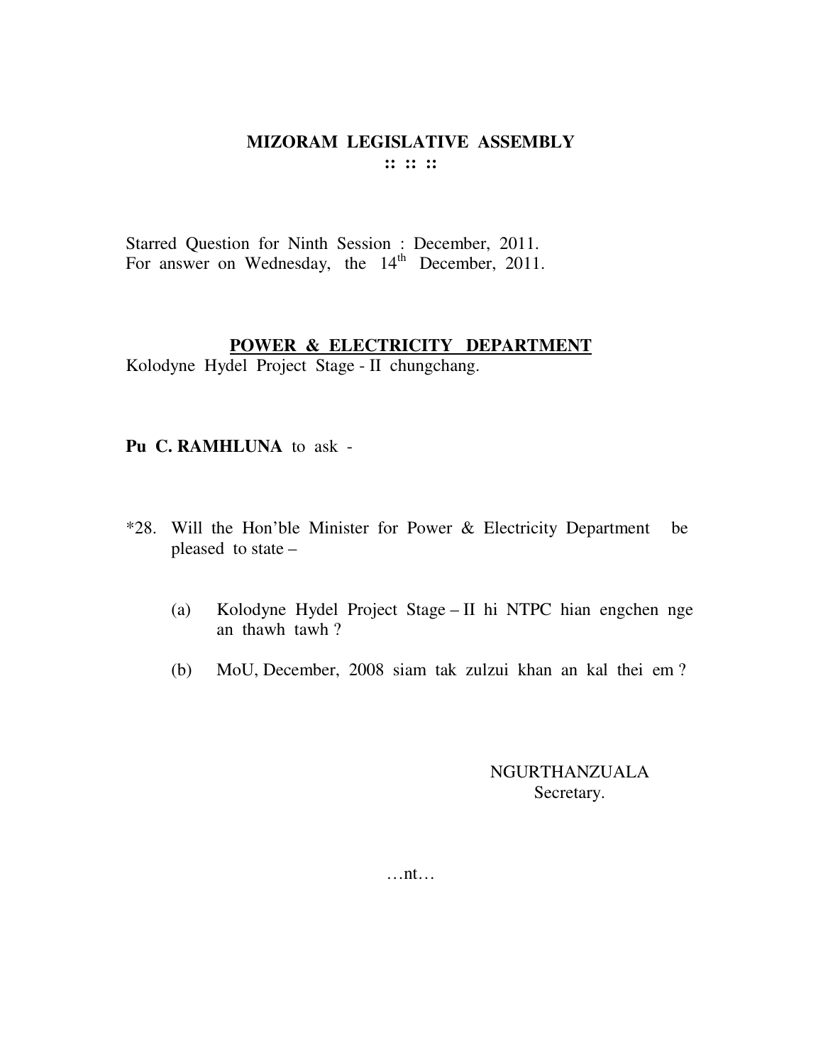# MIZORAM LEGISLATIVE ASSEMBLY

:: :: ::

Starred Question for Ninth Session : December, 2011.
For answer on Wednesday, the 14th December, 2011.

## POWER & ELECTRICITY DEPARTMENT

Kolodyne Hydel Project Stage - II chungchang.

**Pu C. RAMHLUNA** to ask -

*28. Will the Hon'ble Minister for Power & Electricity Department be pleased to state –

(a) Kolodyne Hydel Project Stage – II hi NTPC hian engchen nge an thawh tawh ?

(b) MoU, December, 2008 siam tak zulzui khan an kal thei em ?

NGURTHANZUALA
Secretary.

…nt…